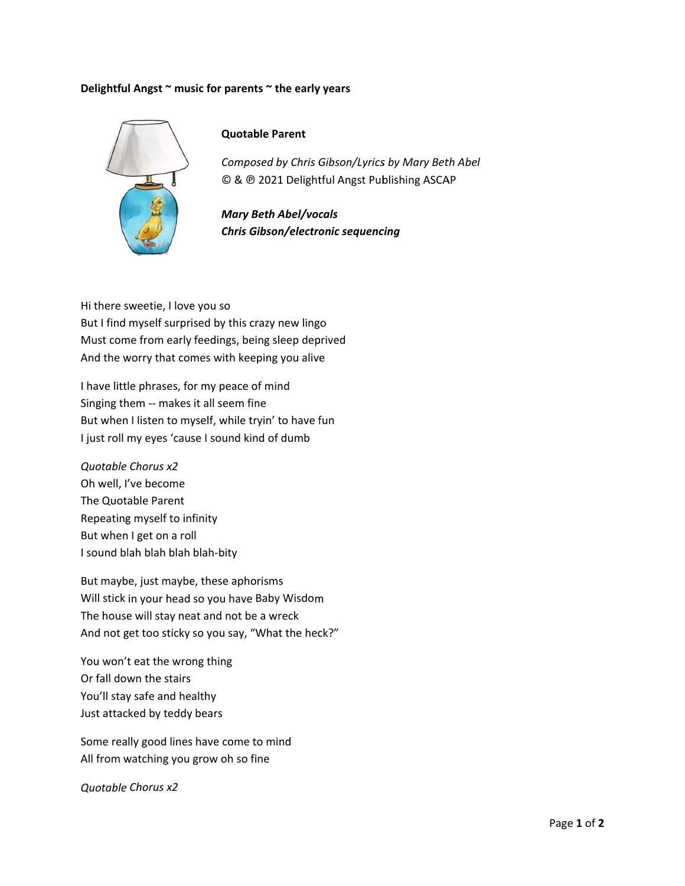**Delightful Angst ~ music for parents ~ the early years**

## Quotable Parent

*Composed by Chris Gibson/Lyrics by Mary Beth Abel*
© & ℗ 2021 Delightful Angst Publishing ASCAP

***Mary Beth Abel/vocals***
***Chris Gibson/electronic sequencing***

Hi there sweetie, I love you so
But I find myself surprised by this crazy new lingo
Must come from early feedings, being sleep deprived
And the worry that comes with keeping you alive

I have little phrases, for my peace of mind
Singing them -- makes it all seem fine
But when I listen to myself, while tryin' to have fun
I just roll my eyes 'cause I sound kind of dumb

*Quotable Chorus x2*
Oh well, I've become
The Quotable Parent
Repeating myself to infinity
But when I get on a roll
I sound blah blah blah blah-bity

But maybe, just maybe, these aphorisms
Will stick in your head so you have Baby Wisdom
The house will stay neat and not be a wreck
And not get too sticky so you say, "What the heck?"

You won't eat the wrong thing
Or fall down the stairs
You'll stay safe and healthy
Just attacked by teddy bears

Some really good lines have come to mind
All from watching you grow oh so fine

*Quotable Chorus x2*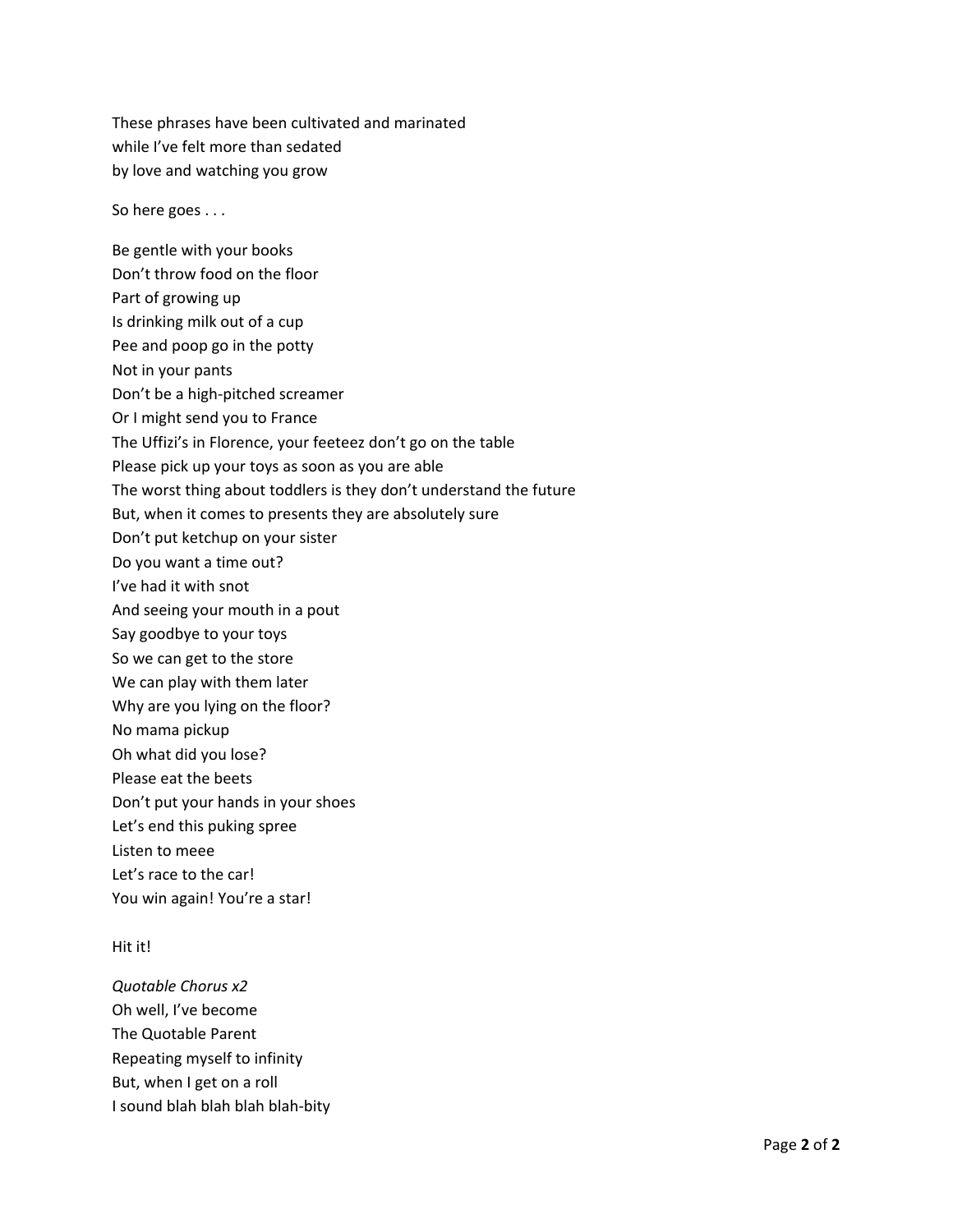These phrases have been cultivated and marinated  
while I've felt more than sedated  
by love and watching you grow

So here goes . . .

Be gentle with your books  
Don't throw food on the floor  
Part of growing up  
Is drinking milk out of a cup  
Pee and poop go in the potty  
Not in your pants  
Don't be a high-pitched screamer  
Or I might send you to France  
The Uffizi's in Florence, your feeteez don't go on the table  
Please pick up your toys as soon as you are able  
The worst thing about toddlers is they don't understand the future  
But, when it comes to presents they are absolutely sure  
Don't put ketchup on your sister  
Do you want a time out?  
I've had it with snot  
And seeing your mouth in a pout  
Say goodbye to your toys  
So we can get to the store  
We can play with them later  
Why are you lying on the floor?  
No mama pickup  
Oh what did you lose?  
Please eat the beets  
Don't put your hands in your shoes  
Let's end this puking spree  
Listen to meee  
Let's race to the car!  
You win again! You're a star!

Hit it!

*Quotable Chorus x2*  
Oh well, I've become  
The Quotable Parent  
Repeating myself to infinity  
But, when I get on a roll  
I sound blah blah blah blah-bity